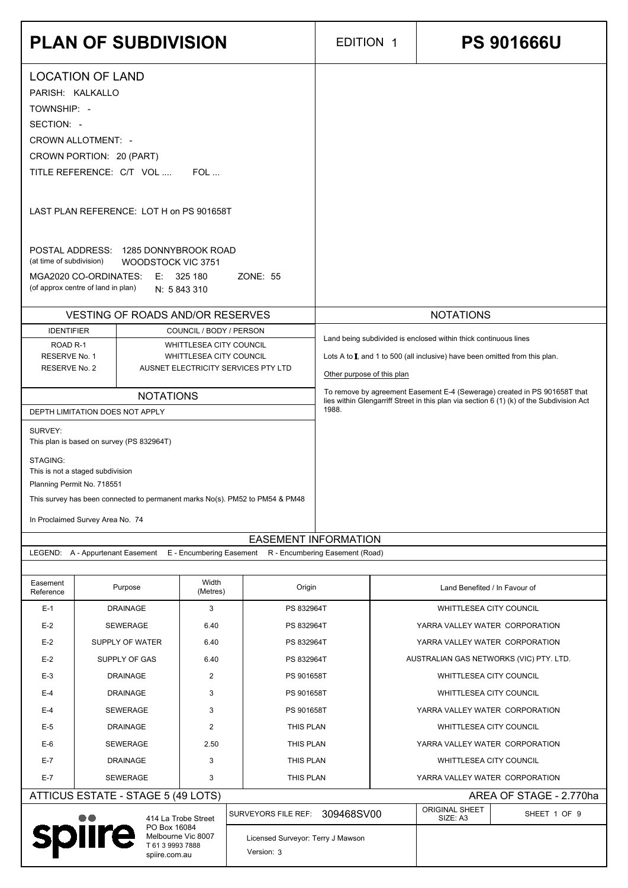# PLAN OF SUBDIVISION

EDITION 1

**PS 901666U**

## LOCATION OF LAND

PARISH: KALKALLO

TOWNSHIP: -

SECTION: -

CROWN ALLOTMENT: -

CROWN PORTION: 20 (PART)

TITLE REFERENCE: C/T VOL .... FOL ...

LAST PLAN REFERENCE: LOT H on PS 901658T

POSTAL ADDRESS: 1285 DONNYBROOK ROAD
(at time of subdivision) WOODSTOCK VIC 3751

MGA2020 CO-ORDINATES: E: 325 180 ZONE: 55
(of approx centre of land in plan) N: 5 843 310

## VESTING OF ROADS AND/OR RESERVES

| IDENTIFIER | COUNCIL / BODY / PERSON |
|---|---|
| ROAD R-1 | WHITTLESEA CITY COUNCIL |
| RESERVE No. 1 | WHITTLESEA CITY COUNCIL |
| RESERVE No. 2 | AUSNET ELECTRICITY SERVICES PTY LTD |

## NOTATIONS

DEPTH LIMITATION DOES NOT APPLY

SURVEY:
This plan is based on survey (PS 832964T)

STAGING:
This is not a staged subdivision
Planning Permit No. 718551

This survey has been connected to permanent marks No(s). PM52 to PM54 & PM48

In Proclaimed Survey Area No. 74

## NOTATIONS

Land being subdivided is enclosed within thick continuous lines

Lots A to I, and 1 to 500 (all inclusive) have been omitted from this plan.

Other purpose of this plan

To remove by agreement Easement E-4 (Sewerage) created in PS 901658T that lies within Glengarriff Street in this plan via section 6 (1) (k) of the Subdivision Act 1988.

## EASEMENT INFORMATION

LEGEND: A - Appurtenant Easement E - Encumbering Easement R - Encumbering Easement (Road)

| Easement Reference | Purpose | Width (Metres) | Origin | Land Benefited / In Favour of |
|---|---|---|---|---|
| E-1 | DRAINAGE | 3 | PS 832964T | WHITTLESEA CITY COUNCIL |
| E-2 | SEWERAGE | 6.40 | PS 832964T | YARRA VALLEY WATER CORPORATION |
| E-2 | SUPPLY OF WATER | 6.40 | PS 832964T | YARRA VALLEY WATER CORPORATION |
| E-2 | SUPPLY OF GAS | 6.40 | PS 832964T | AUSTRALIAN GAS NETWORKS (VIC) PTY. LTD. |
| E-3 | DRAINAGE | 2 | PS 901658T | WHITTLESEA CITY COUNCIL |
| E-4 | DRAINAGE | 3 | PS 901658T | WHITTLESEA CITY COUNCIL |
| E-4 | SEWERAGE | 3 | PS 901658T | YARRA VALLEY WATER CORPORATION |
| E-5 | DRAINAGE | 2 | THIS PLAN | WHITTLESEA CITY COUNCIL |
| E-6 | SEWERAGE | 2.50 | THIS PLAN | YARRA VALLEY WATER CORPORATION |
| E-7 | DRAINAGE | 3 | THIS PLAN | WHITTLESEA CITY COUNCIL |
| E-7 | SEWERAGE | 3 | THIS PLAN | YARRA VALLEY WATER CORPORATION |

ATTICUS ESTATE - STAGE 5 (49 LOTS)

AREA OF STAGE - 2.770ha

spiire
414 La Trobe Street
PO Box 16084
Melbourne Vic 8007
T 61 3 9993 7888
spiire.com.au

SURVEYORS FILE REF: 309468SV00

ORIGINAL SHEET SIZE: A3

Licensed Surveyor: Terry J Mawson

Version: 3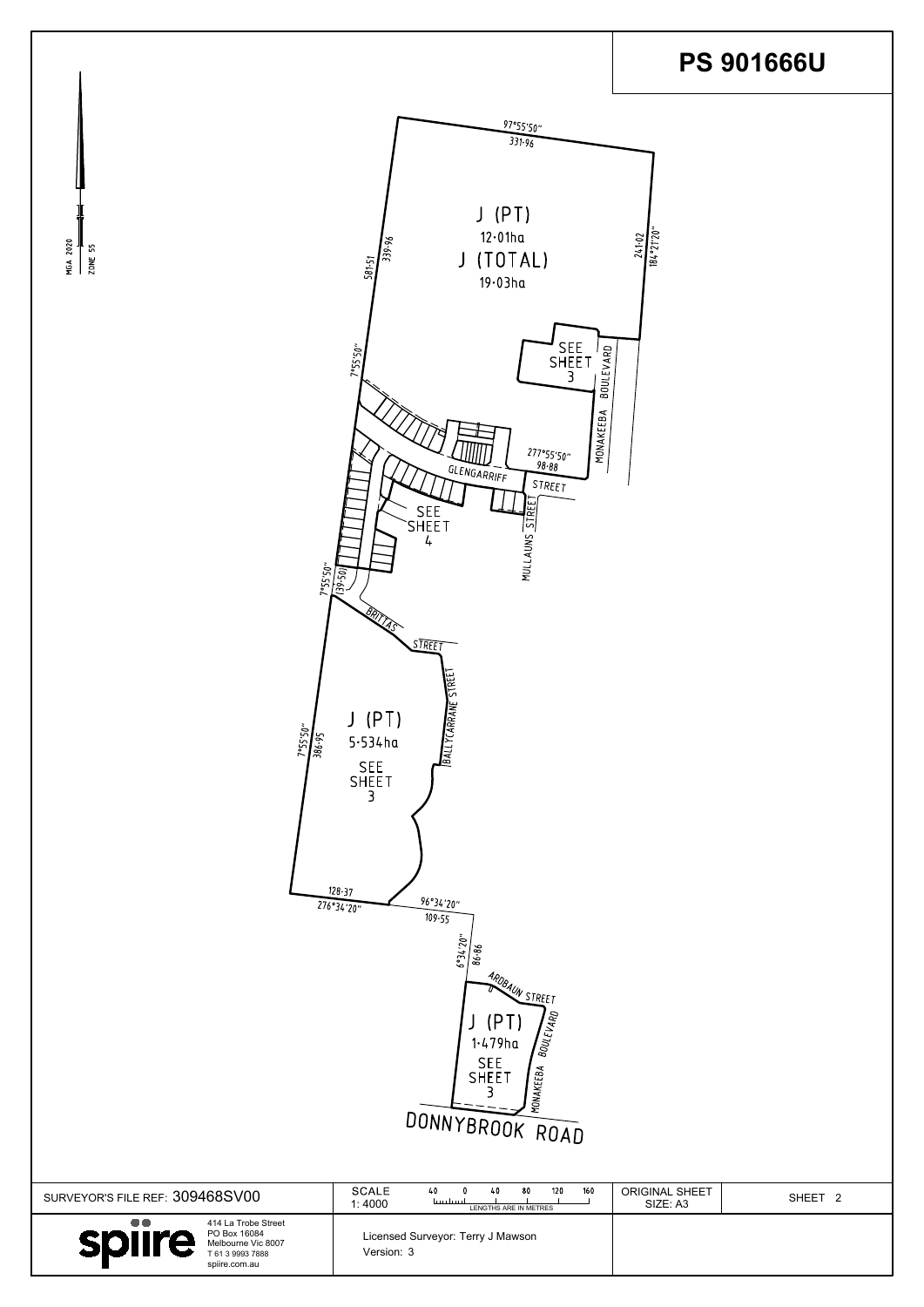# PS 901666U

MGA 2020
ZONE 55

J (PT)
12·01ha
J (TOTAL)
19·03ha

97°55'50"
331·96

241·02
184°21'20"

581·51
339·96
7°55'50"

SEE
SHEET
3

MONAKEEBA BOULEVARD

277°55'50"
98·88

GLENGARRIFF STREET

SEE
SHEET
4

MULLAUNS STREET

7°55'50"
39·50

BRITTAS STREET

BALLYCARRANE STREET

J (PT)
5·534ha
SEE
SHEET
3

7°55'50"
386·95

128·37
276°34'20"

96°34'20"
109·55

6°34'20"
86·86

ARDBAUN STREET

J (PT)
1·479ha
SEE
SHEET
3

MONAKEEBA BOULEVARD

DONNYBROOK ROAD

| SURVEYOR'S FILE REF: 309468SV00 | SCALE 1: 4000 (40 0 40 80 120 160 LENGTHS ARE IN METRES) | ORIGINAL SHEET SIZE: A3 | SHEET 2 |
|---|---|---|---|
| spiire 414 La Trobe Street PO Box 16084 Melbourne Vic 8007 T 61 3 9993 7888 spiire.com.au | Licensed Surveyor: Terry J Mawson Version: 3 | | |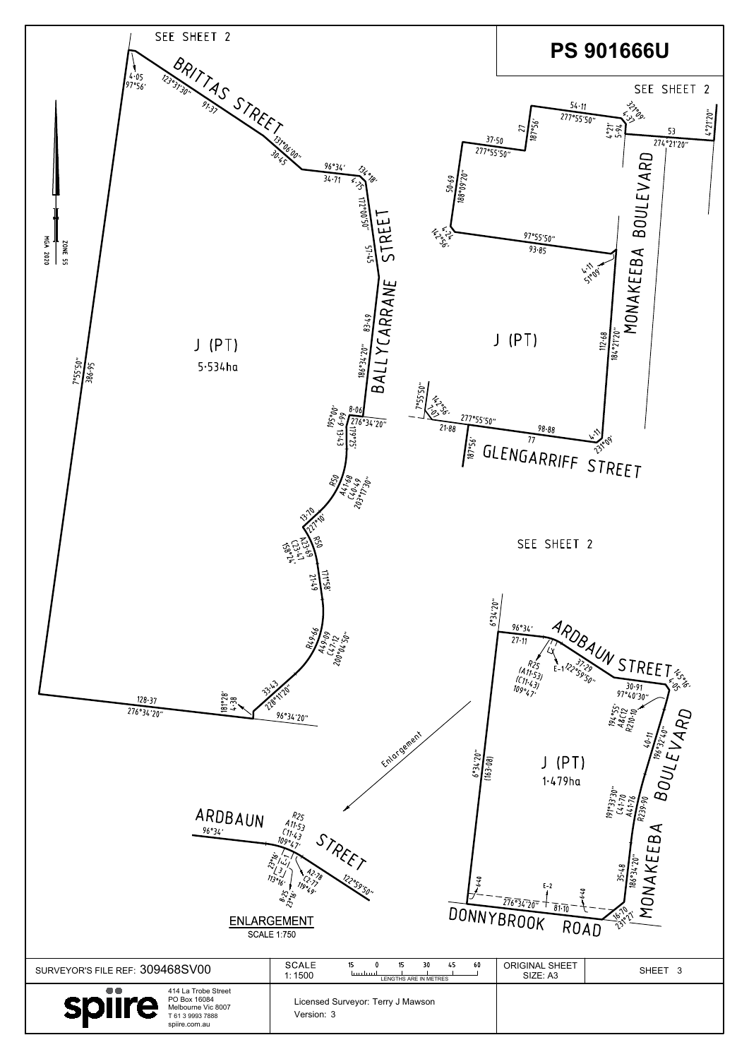# PS 901666U

SEE SHEET 2

SEE SHEET 2

SEE SHEET 2

MGA 2020 ZONE 55

BRITTAS STREET

BALLYCARRANE STREET

MONAKEEBA BOULEVARD

GLENGARRIFF STREET

ARDBAUN STREET

DONNYBROOK ROAD

J (PT)
5·534ha

J (PT)

J (PT)
1·479ha

4·05 97°56'
123°31'30" 91·37
131°06'00" 30·45
96°34' 34·71
134°18' 4·75
172°00'50" 57·45
186°34'20" 83·49
8·06 276°34'20"
195°00' 66·69
179°25' 13·43
R50 A41·88 C40·69 203°17'30"
13·70 227°10'
R50 A23·69 C23·47 158°24'
171°58' 21·49
R49·66 A49·09 C47·12 200°04'50"
33·43 228°11'20"
181°28' 4·38
96°34'20"
128·37 276°34'20"
7°55'50" 386·95

54·11 277°55'50"
321°09' 4·37
4°21' 5·94
53 274°21'20"
4°21'20"
27 187°56'
37·50 277°55'50"
50·69 188°09'20"
4·24 142°56'
97°55'50" 93·85
4·11 51°09'
112·68 184°21'20"
7°55'50" 7·03 142°56'
277°55'50" 21·88
98·88
77
187°56'
4·11 231°09'

6°34'20"
96°34' 27·11
R25 (A11·53) (C11·43) 109°47'
E-1
37·29 122°59'50"
145°16' 4·05
30·91 97°40'30"
194°55' A8·12 R210·10
196°32'40" 40·11
191°33'30" C41·70 A41·76 R239·90
186°34'20" 35·48
6°34'20" (163·08)
6·40
E-2
276°34'20" 81·10
6·40
16·70 231°27'

Enlargement

ARDBAUN STREET
96°34'
R25 A11·53 C11·43 109°47'
23°16' E-1
3
113°16'
8·25 23°16'
A2·78 C2·77 119°49'
122°59'50"

ENLARGEMENT
SCALE 1:750

| SURVEYOR'S FILE REF: 309468SV00 | SCALE 1: 1500 (15 0 15 30 45 60 LENGTHS ARE IN METRES) | ORIGINAL SHEET SIZE: A3 | SHEET 3 |
|---|---|---|---|
| spiire 414 La Trobe Street PO Box 16084 Melbourne Vic 8007 T 61 3 9993 7888 spiire.com.au | Licensed Surveyor: Terry J Mawson Version: 3 | | |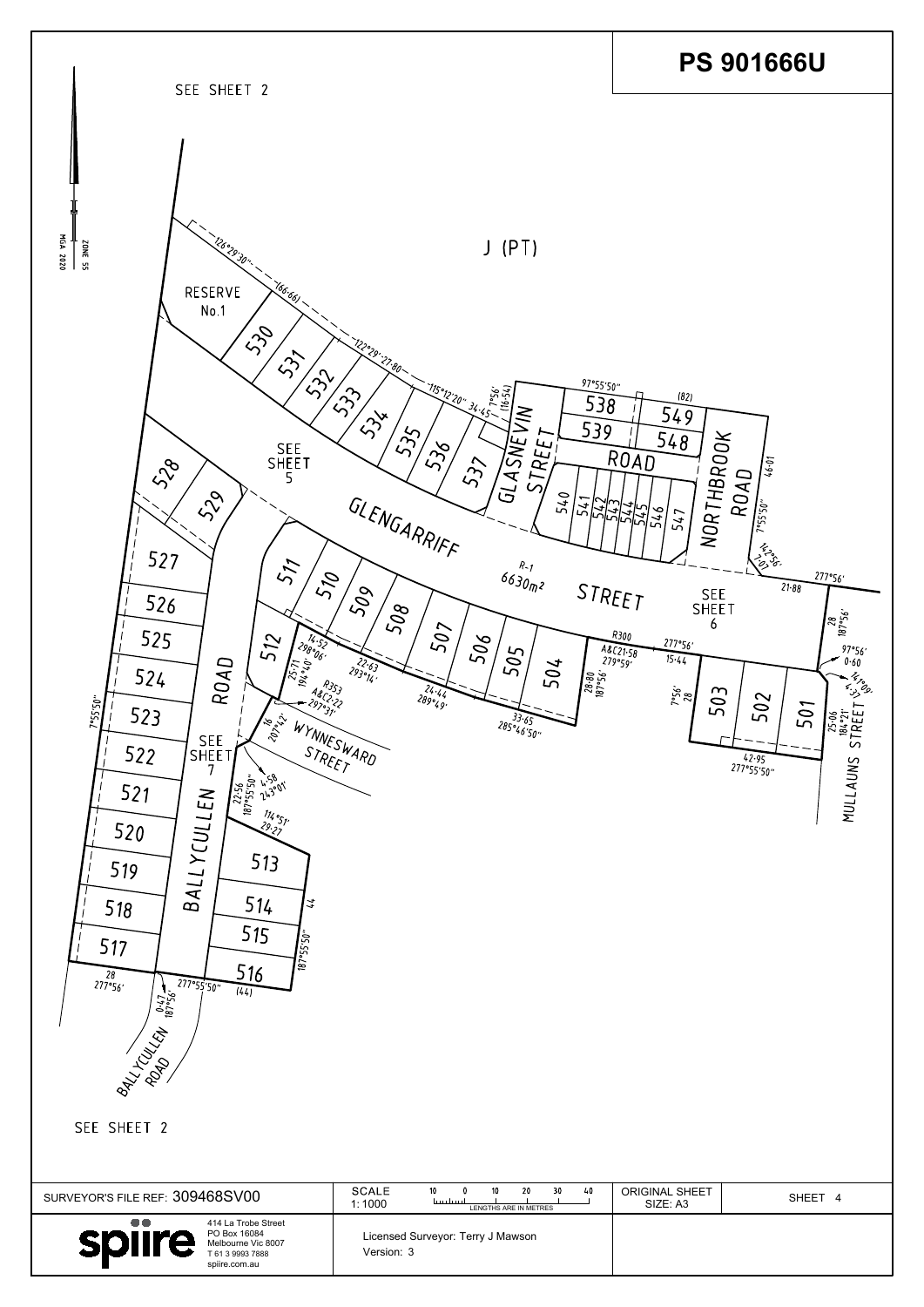# PS 901666U

SEE SHEET 2

MGA 2020 ZONE 55

J (PT)

RESERVE No.1

530, 531, 532, 533, 534, 535, 536, 537, 538, 539, 540, 541, 542, 543, 544, 545, 546, 547, 548, 549

528, 529, 527, 526, 525, 524, 523, 522, 521, 520, 519, 518, 517

511, 510, 509, 508, 507, 506, 505, 504, 512, 513, 514, 515, 516, 503, 502, 501

GLENGARRIFF STREET

R-1 6630m²

GLASNEVIN STREET

ROAD

NORTHBROOK ROAD

BALLYCULLEN ROAD

WYNNESWARD STREET

MULLAUNS STREET

SEE SHEET 5

SEE SHEET 6

SEE SHEET 7

126°29'30" (66·66)

122°29' 27·80

115°12'20" 34·45

7°56' (16·54)

97°55'50"

(82)

46·01

7°55'50"

142°56' 7·07

277°56' 21·88

28 187°56'

97°56' 0·60

141°09' 4·53

25·06 184°21'

42·95 277°55'50"

R300 A&C21·58 279°59'

277°56' 15·44

28·80 187°56'

7°56' 28

33·65 285°46'50"

24·44 289°49'

22·63 293°14'

14·52 298°06'

25·71 194°40'

R353 A&C22·22 297°31'

16 207°42'

4·58 243°01'

22·56 187°55'50"

114°51' 29·27

44 187°55'50"

(44)

277°55'50"

0·47 187°56'

28 277°56'

7°55'50"

SEE SHEET 2

| SURVEYOR'S FILE REF: 309468SV00 | SCALE 1: 1000 (LENGTHS ARE IN METRES) | ORIGINAL SHEET SIZE: A3 | SHEET 4 |
|---|---|---|---|
| spiire — 414 La Trobe Street, PO Box 16084, Melbourne Vic 8007, T 61 3 9993 7888, spiire.com.au | Licensed Surveyor: Terry J Mawson<br>Version: 3 | | |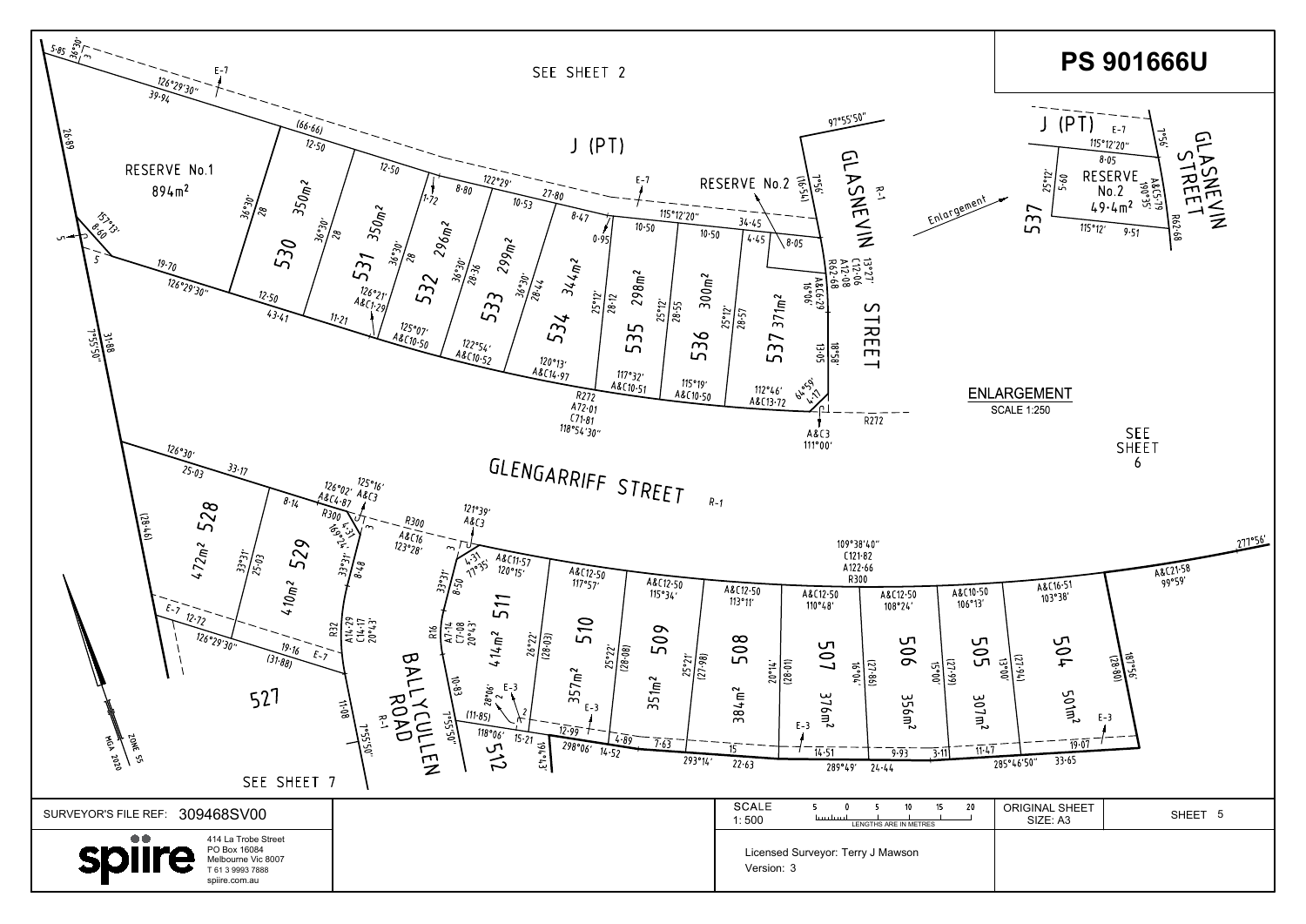# PS 901666U

SEE SHEET 2

J (PT)

RESERVE No.1
894m²

RESERVE No.2

GLASNEVIN STREET R-1

GLENGARRIFF STREET R-1

BALLYCULLEN ROAD R-1

SEE SHEET 6

SEE SHEET 7

| Lot | Area |
|---|---|
| 504 | 501m² |
| 505 | 307m² |
| 506 | 356m² |
| 507 | 376m² |
| 508 | 384m² |
| 509 | 351m² |
| 510 | 357m² |
| 511 | 414m² |
| 512 | |
| 527 | |
| 528 | 472m² |
| 529 | 410m² |
| 530 | 350m² |
| 531 | 350m² |
| 532 | 296m² |
| 533 | 299m² |
| 534 | 344m² |
| 535 | 298m² |
| 536 | 300m² |
| 537 | 371m² |

## ENLARGEMENT
SCALE 1:250

J (PT) E-7
115°12'20"
8·05
RESERVE No.2
49·4m²
115°12' 9·51
GLASNEVIN STREET
537

MGA 2020 ZONE 55

| SURVEYOR'S FILE REF: 309468SV00 | | SCALE 1: 500 (LENGTHS ARE IN METRES) | ORIGINAL SHEET SIZE: A3 | SHEET 5 |
|---|---|---|---|---|

spiire
414 La Trobe Street
PO Box 16084
Melbourne Vic 8007
T 61 3 9993 7888
spiire.com.au

Licensed Surveyor: Terry J Mawson
Version: 3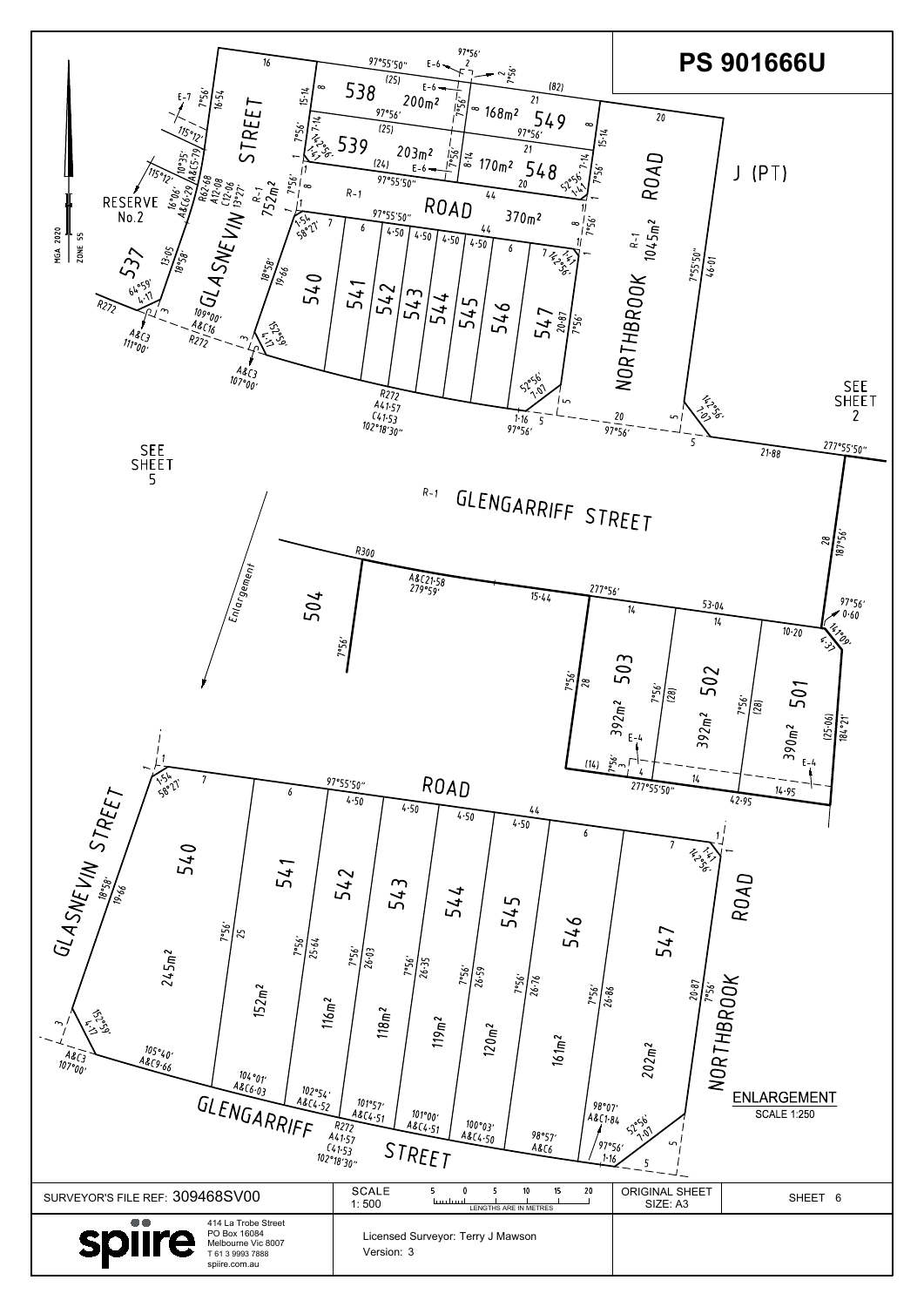# PS 901666U

RESERVE No.2

GLASNEVIN STREET

ROAD

NORTHBROOK ROAD

J (PT)

GLENGARRIFF STREET

SEE SHEET 2

SEE SHEET 5

Enlargement

MGA 2020 ZONE 55

ENLARGEMENT
SCALE 1:250

| | | | |
|---|---|---|---|
| SURVEYOR'S FILE REF: 309468SV00 | SCALE 1: 500 (LENGTHS ARE IN METRES) | ORIGINAL SHEET SIZE: A3 | SHEET 6 |

spiire
414 La Trobe Street
PO Box 16084
Melbourne Vic 8007
T 61 3 9993 7888
spiire.com.au

Licensed Surveyor: Terry J Mawson
Version: 3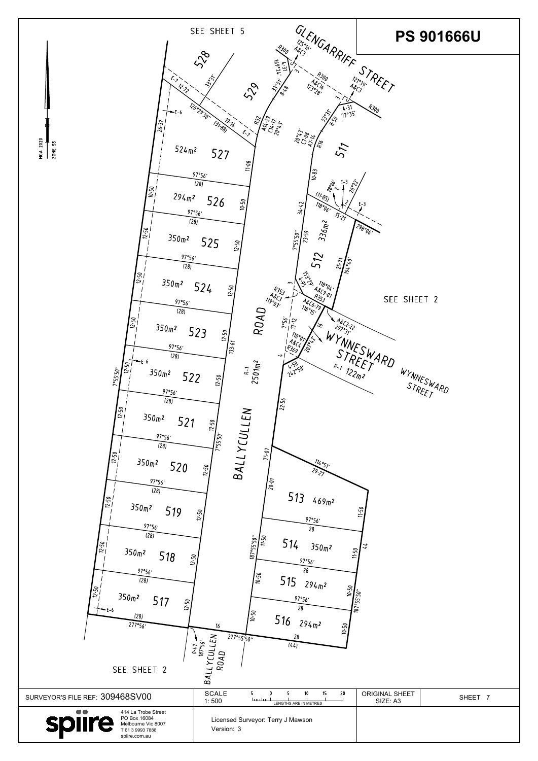# PS 901666U

SEE SHEET 5

GLENGARRIFF STREET

WYNNESWARD STREET

R-1 122m²

BALLYCULLEN ROAD

R-1 2501m²

SEE SHEET 2

SEE SHEET 2

MGA 2020 ZONE 55

| Lot | Area |
|---|---|
| 527 | 524m² |
| 526 | 294m² |
| 525 | 350m² |
| 524 | 350m² |
| 523 | 350m² |
| 522 | 350m² |
| 521 | 350m² |
| 520 | 350m² |
| 519 | 350m² |
| 518 | 350m² |
| 517 | 350m² |
| 512 | 336m² |
| 513 | 469m² |
| 514 | 350m² |
| 515 | 294m² |
| 516 | 294m² |

| SURVEYOR'S FILE REF: 309468SV00 | SCALE 1: 500 (LENGTHS ARE IN METRES) | ORIGINAL SHEET SIZE: A3 | SHEET 7 |
|---|---|---|---|

spiire
414 La Trobe Street
PO Box 16084
Melbourne Vic 8007
T 61 3 9993 7888
spiire.com.au

Licensed Surveyor: Terry J Mawson
Version: 3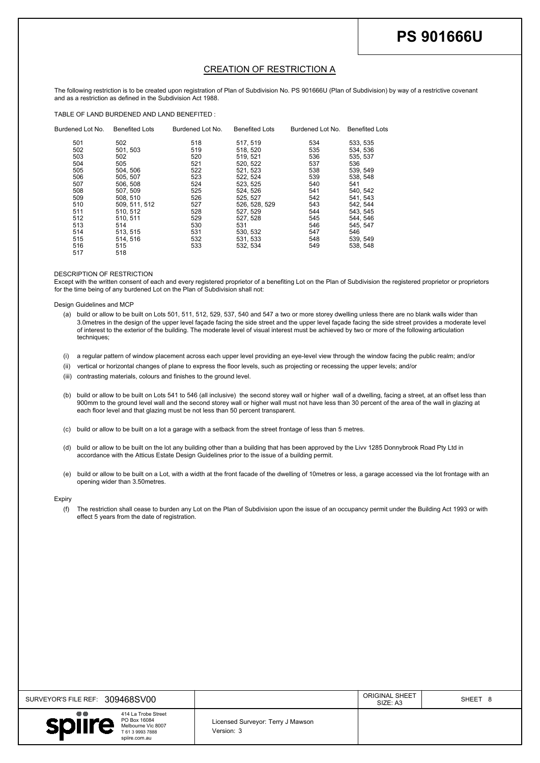# PS 901666U

## CREATION OF RESTRICTION A

The following restriction is to be created upon registration of Plan of Subdivision No. PS 901666U (Plan of Subdivision) by way of a restrictive covenant and as a restriction as defined in the Subdivision Act 1988.

TABLE OF LAND BURDENED AND LAND BENEFITED :

| Burdened Lot No. | Benefited Lots | Burdened Lot No. | Benefited Lots | Burdened Lot No. | Benefited Lots |
|---|---|---|---|---|---|
| 501 | 502 | 518 | 517, 519 | 534 | 533, 535 |
| 502 | 501, 503 | 519 | 518, 520 | 535 | 534, 536 |
| 503 | 502 | 520 | 519, 521 | 536 | 535, 537 |
| 504 | 505 | 521 | 520, 522 | 537 | 536 |
| 505 | 504, 506 | 522 | 521, 523 | 538 | 539, 549 |
| 506 | 505, 507 | 523 | 522, 524 | 539 | 538, 548 |
| 507 | 506, 508 | 524 | 523, 525 | 540 | 541 |
| 508 | 507, 509 | 525 | 524, 526 | 541 | 540, 542 |
| 509 | 508, 510 | 526 | 525, 527 | 542 | 541, 543 |
| 510 | 509, 511, 512 | 527 | 526, 528, 529 | 543 | 542, 544 |
| 511 | 510, 512 | 528 | 527, 529 | 544 | 543, 545 |
| 512 | 510, 511 | 529 | 527, 528 | 545 | 544, 546 |
| 513 | 514 | 530 | 531 | 546 | 545, 547 |
| 514 | 513, 515 | 531 | 530, 532 | 547 | 546 |
| 515 | 514, 516 | 532 | 531, 533 | 548 | 539, 549 |
| 516 | 515 | 533 | 532, 534 | 549 | 538, 548 |
| 517 | 518 | | | | |

DESCRIPTION OF RESTRICTION

Except with the written consent of each and every registered proprietor of a benefiting Lot on the Plan of Subdivision the registered proprietor or proprietors for the time being of any burdened Lot on the Plan of Subdivision shall not:

Design Guidelines and MCP

(a) build or allow to be built on Lots 501, 511, 512, 529, 537, 540 and 547 a two or more storey dwelling unless there are no blank walls wider than 3.0metres in the design of the upper level façade facing the side street and the upper level façade facing the side street provides a moderate level of interest to the exterior of the building. The moderate level of visual interest must be achieved by two or more of the following articulation techniques;

(i) a regular pattern of window placement across each upper level providing an eye-level view through the window facing the public realm; and/or

(ii) vertical or horizontal changes of plane to express the floor levels, such as projecting or recessing the upper levels; and/or

(iii) contrasting materials, colours and finishes to the ground level.

(b) build or allow to be built on Lots 541 to 546 (all inclusive) the second storey wall or higher wall of a dwelling, facing a street, at an offset less than 900mm to the ground level wall and the second storey wall or higher wall must not have less than 30 percent of the area of the wall in glazing at each floor level and that glazing must be not less than 50 percent transparent.

(c) build or allow to be built on a lot a garage with a setback from the street frontage of less than 5 metres.

(d) build or allow to be built on the lot any building other than a building that has been approved by the Livv 1285 Donnybrook Road Pty Ltd in accordance with the Atticus Estate Design Guidelines prior to the issue of a building permit.

(e) build or allow to be built on a Lot, with a width at the front facade of the dwelling of 10metres or less, a garage accessed via the lot frontage with an opening wider than 3.50metres.

Expiry

(f) The restriction shall cease to burden any Lot on the Plan of Subdivision upon the issue of an occupancy permit under the Building Act 1993 or with effect 5 years from the date of registration.

SURVEYOR'S FILE REF: 309468SV00

ORIGINAL SHEET SIZE: A3

SHEET 8

spiire
414 La Trobe Street
PO Box 16084
Melbourne Vic 8007
T 61 3 9993 7888
spiire.com.au

Licensed Surveyor: Terry J Mawson
Version: 3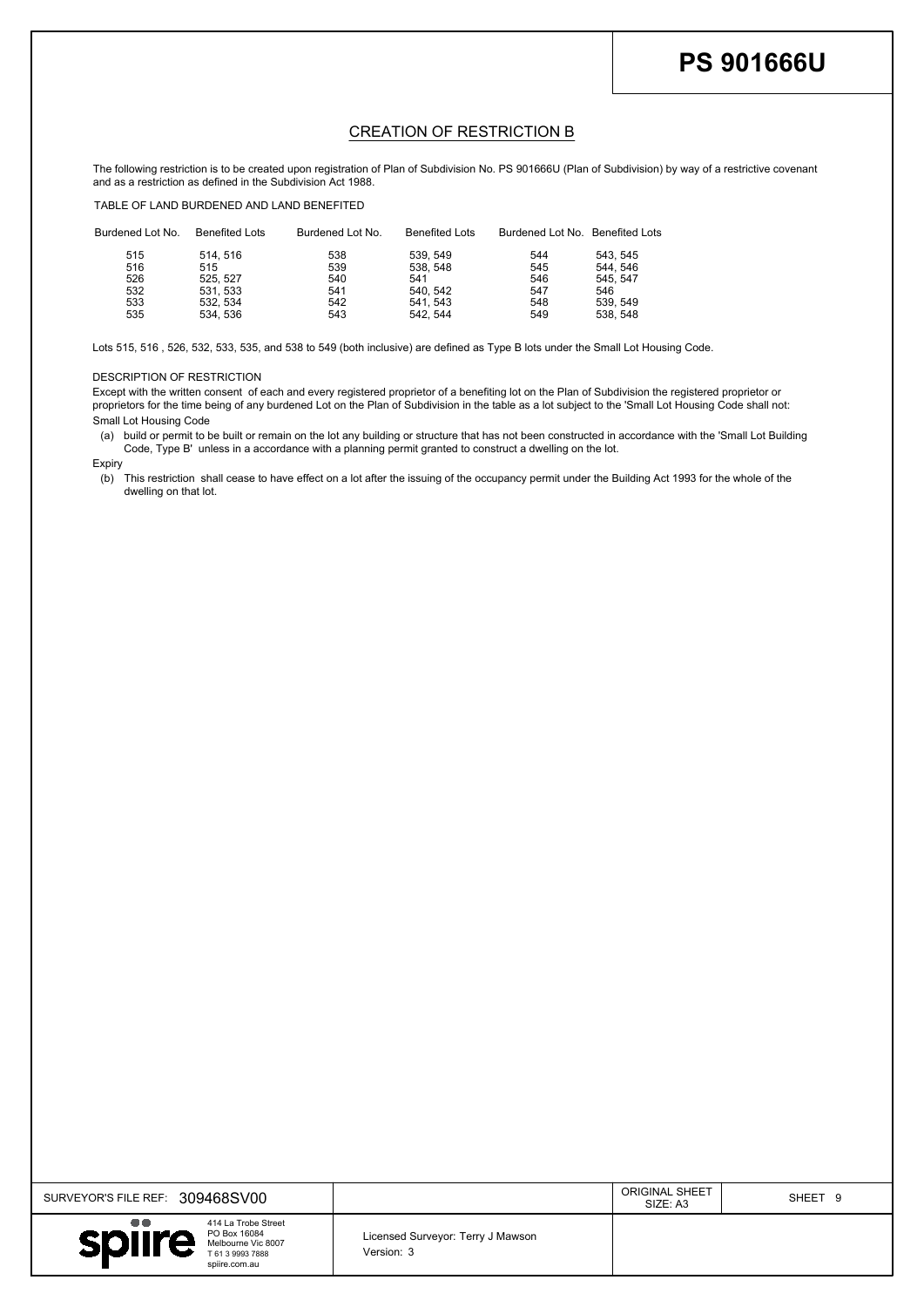# PS 901666U

## CREATION OF RESTRICTION B

The following restriction is to be created upon registration of Plan of Subdivision No. PS 901666U (Plan of Subdivision) by way of a restrictive covenant and as a restriction as defined in the Subdivision Act 1988.

TABLE OF LAND BURDENED AND LAND BENEFITED

| Burdened Lot No. | Benefited Lots | Burdened Lot No. | Benefited Lots | Burdened Lot No. | Benefited Lots |
|---|---|---|---|---|---|
| 515 | 514, 516 | 538 | 539, 549 | 544 | 543, 545 |
| 516 | 515 | 539 | 538, 548 | 545 | 544, 546 |
| 526 | 525, 527 | 540 | 541 | 546 | 545, 547 |
| 532 | 531, 533 | 541 | 540, 542 | 547 | 546 |
| 533 | 532, 534 | 542 | 541, 543 | 548 | 539, 549 |
| 535 | 534, 536 | 543 | 542, 544 | 549 | 538, 548 |

Lots 515, 516 , 526, 532, 533, 535, and 538 to 549 (both inclusive) are defined as Type B lots under the Small Lot Housing Code.

DESCRIPTION OF RESTRICTION

Except with the written consent of each and every registered proprietor of a benefiting lot on the Plan of Subdivision the registered proprietor or proprietors for the time being of any burdened Lot on the Plan of Subdivision in the table as a lot subject to the 'Small Lot Housing Code shall not:

Small Lot Housing Code

(a) build or permit to be built or remain on the lot any building or structure that has not been constructed in accordance with the 'Small Lot Building Code, Type B' unless in a accordance with a planning permit granted to construct a dwelling on the lot.

Expiry

(b) This restriction shall cease to have effect on a lot after the issuing of the occupancy permit under the Building Act 1993 for the whole of the dwelling on that lot.

SURVEYOR'S FILE REF: 309468SV00

ORIGINAL SHEET SIZE: A3

SHEET 9

spiire — 414 La Trobe Street, PO Box 16084, Melbourne Vic 8007, T 61 3 9993 7888, spiire.com.au

Licensed Surveyor: Terry J Mawson
Version: 3